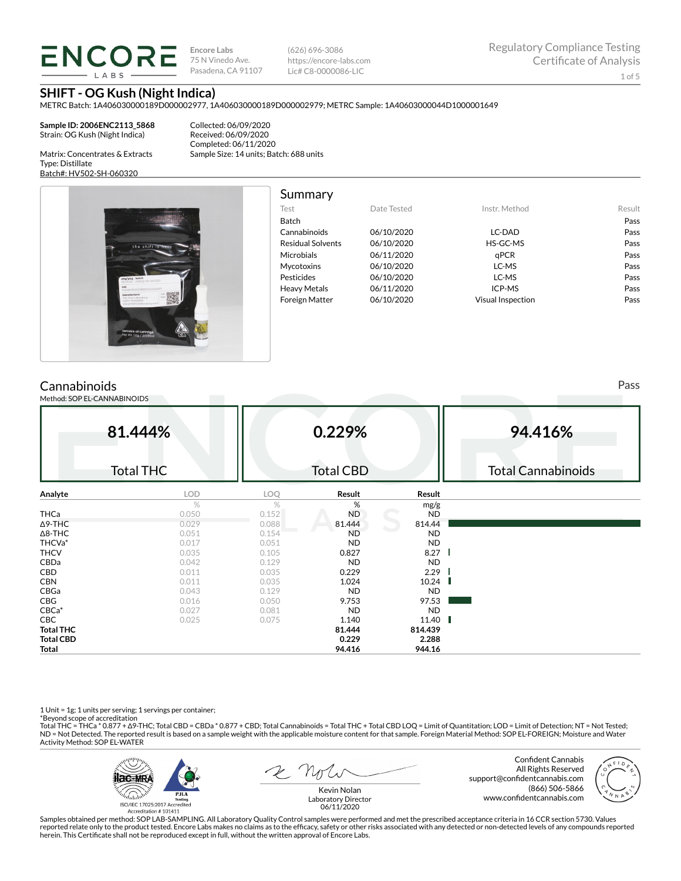**ENCORE LABS**

Encore Labs
75 N Vinedo Ave.
Pasadena, CA 91107

(626) 696-3086
https://encore-labs.com
Lic# C8-0000086-LIC

Regulatory Compliance Testing
Certificate of Analysis

# SHIFT - OG Kush (Night Indica)

METRC Batch: 1A406030000189D000002977, 1A406030000189D000002979; METRC Sample: 1A40603000044D1000001649

**Sample ID: 2006ENC2113_5868**
Strain: OG Kush (Night Indica)

Matrix: Concentrates & Extracts
Type: Distillate
Batch#: HV502-SH-060320

Collected: 06/09/2020
Received: 06/09/2020
Completed: 06/11/2020
Sample Size: 14 units; Batch: 688 units

## Summary

| Test | Date Tested | Instr. Method | Result |
|---|---|---|---|
| Batch | | | Pass |
| Cannabinoids | 06/10/2020 | LC-DAD | Pass |
| Residual Solvents | 06/10/2020 | HS-GC-MS | Pass |
| Microbials | 06/11/2020 | qPCR | Pass |
| Mycotoxins | 06/10/2020 | LC-MS | Pass |
| Pesticides | 06/10/2020 | LC-MS | Pass |
| Heavy Metals | 06/11/2020 | ICP-MS | Pass |
| Foreign Matter | 06/10/2020 | Visual Inspection | Pass |

## Cannabinoids

Pass

Method: SOP EL-CANNABINOIDS

| 81.444% | 0.229% | 94.416% |
|---|---|---|
| Total THC | Total CBD | Total Cannabinoids |

| Analyte | LOD | LOQ | Result | Result |
|---|---|---|---|---|
| | % | % | % | mg/g |
| THCa | 0.050 | 0.152 | ND | ND |
| Δ9-THC | 0.029 | 0.088 | 81.444 | 814.44 |
| Δ8-THC | 0.051 | 0.154 | ND | ND |
| THCVa* | 0.017 | 0.051 | ND | ND |
| THCV | 0.035 | 0.105 | 0.827 | 8.27 |
| CBDa | 0.042 | 0.129 | ND | ND |
| CBD | 0.011 | 0.035 | 0.229 | 2.29 |
| CBN | 0.011 | 0.035 | 1.024 | 10.24 |
| CBGa | 0.043 | 0.129 | ND | ND |
| CBG | 0.016 | 0.050 | 9.753 | 97.53 |
| CBCa* | 0.027 | 0.081 | ND | ND |
| CBC | 0.025 | 0.075 | 1.140 | 11.40 |
| **Total THC** | | | **81.444** | **814.439** |
| **Total CBD** | | | **0.229** | **2.288** |
| **Total** | | | **94.416** | **944.16** |

1 Unit = 1g; 1 units per serving; 1 servings per container;
*Beyond scope of accreditation
Total THC = THCa * 0.877 + Δ9-THC; Total CBD = CBDa * 0.877 + CBD; Total Cannabinoids = Total THC + Total CBD LOQ = Limit of Quantitation; LOD = Limit of Detection; NT = Not Tested; ND = Not Detected. The reported result is based on a sample weight with the applicable moisture content for that sample. Foreign Material Method: SOP EL-FOREIGN; Moisture and Water Activity Method: SOP EL-WATER

ISO/IEC 17025:2017 Accredited
Accreditation # 101411

Kevin Nolan
Laboratory Director
06/11/2020

Confident Cannabis
All Rights Reserved
support@confidentcannabis.com
(866) 506-5866
www.confidentcannabis.com

Samples obtained per method: SOP LAB-SAMPLING. All Laboratory Quality Control samples were performed and met the prescribed acceptance criteria in 16 CCR section 5730. Values reported relate only to the product tested. Encore Labs makes no claims as to the efficacy, safety or other risks associated with any detected or non-detected levels of any compounds reported herein. This Certificate shall not be reproduced except in full, without the written approval of Encore Labs.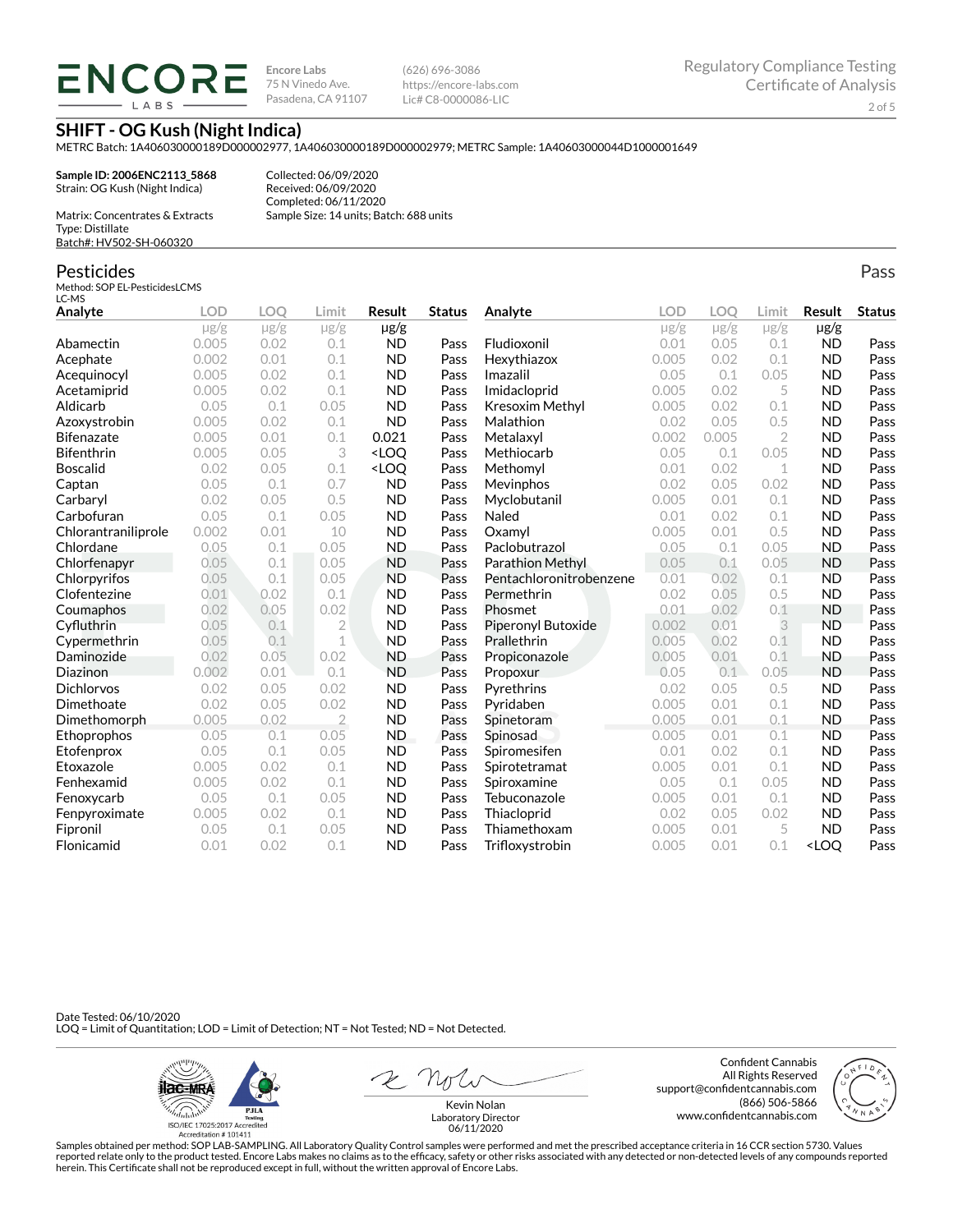**Encore Labs**
75 N Vinedo Ave.
Pasadena, CA 91107

(626) 696-3086
https://encore-labs.com
Lic# C8-0000086-LIC

Regulatory Compliance Testing
Certificate of Analysis

## SHIFT - OG Kush (Night Indica)

METRC Batch: 1A406030000189D000002977, 1A406030000189D000002979; METRC Sample: 1A40603000044D1000001649

**Sample ID: 2006ENC2113_5868**
Strain: OG Kush (Night Indica)

Matrix: Concentrates & Extracts
Type: Distillate
Batch#: HV502-SH-060320

Collected: 06/09/2020
Received: 06/09/2020
Completed: 06/11/2020
Sample Size: 14 units; Batch: 688 units

## Pesticides

Pass

Method: SOP EL-PesticidesLCMS
LC-MS

| Analyte | LOD | LOQ | Limit | Result | Status |
|---|---|---|---|---|---|
| | μg/g | μg/g | μg/g | μg/g | |
| Abamectin | 0.005 | 0.02 | 0.1 | ND | Pass |
| Acephate | 0.002 | 0.01 | 0.1 | ND | Pass |
| Acequinocyl | 0.005 | 0.02 | 0.1 | ND | Pass |
| Acetamiprid | 0.005 | 0.02 | 0.1 | ND | Pass |
| Aldicarb | 0.05 | 0.1 | 0.05 | ND | Pass |
| Azoxystrobin | 0.005 | 0.02 | 0.1 | ND | Pass |
| Bifenazate | 0.005 | 0.01 | 0.1 | 0.021 | Pass |
| Bifenthrin | 0.005 | 0.05 | 3 | <LOQ | Pass |
| Boscalid | 0.02 | 0.05 | 0.1 | <LOQ | Pass |
| Captan | 0.05 | 0.1 | 0.7 | ND | Pass |
| Carbaryl | 0.02 | 0.05 | 0.5 | ND | Pass |
| Carbofuran | 0.05 | 0.1 | 0.05 | ND | Pass |
| Chlorantraniliprole | 0.002 | 0.01 | 10 | ND | Pass |
| Chlordane | 0.05 | 0.1 | 0.05 | ND | Pass |
| Chlorfenapyr | 0.05 | 0.1 | 0.05 | ND | Pass |
| Chlorpyrifos | 0.05 | 0.1 | 0.05 | ND | Pass |
| Clofentezine | 0.01 | 0.02 | 0.1 | ND | Pass |
| Coumaphos | 0.02 | 0.05 | 0.02 | ND | Pass |
| Cyfluthrin | 0.05 | 0.1 | 2 | ND | Pass |
| Cypermethrin | 0.05 | 0.1 | 1 | ND | Pass |
| Daminozide | 0.02 | 0.05 | 0.02 | ND | Pass |
| Diazinon | 0.002 | 0.01 | 0.1 | ND | Pass |
| Dichlorvos | 0.02 | 0.05 | 0.02 | ND | Pass |
| Dimethoate | 0.02 | 0.05 | 0.02 | ND | Pass |
| Dimethomorph | 0.005 | 0.02 | 2 | ND | Pass |
| Ethoprophos | 0.05 | 0.1 | 0.05 | ND | Pass |
| Etofenprox | 0.05 | 0.1 | 0.05 | ND | Pass |
| Etoxazole | 0.005 | 0.02 | 0.1 | ND | Pass |
| Fenhexamid | 0.005 | 0.02 | 0.1 | ND | Pass |
| Fenoxycarb | 0.05 | 0.1 | 0.05 | ND | Pass |
| Fenpyroximate | 0.005 | 0.02 | 0.1 | ND | Pass |
| Fipronil | 0.05 | 0.1 | 0.05 | ND | Pass |
| Flonicamid | 0.01 | 0.02 | 0.1 | ND | Pass |
| Fludioxonil | 0.01 | 0.05 | 0.1 | ND | Pass |
| Hexythiazox | 0.005 | 0.02 | 0.1 | ND | Pass |
| Imazalil | 0.05 | 0.1 | 0.05 | ND | Pass |
| Imidacloprid | 0.005 | 0.02 | 5 | ND | Pass |
| Kresoxim Methyl | 0.005 | 0.02 | 0.1 | ND | Pass |
| Malathion | 0.02 | 0.05 | 0.5 | ND | Pass |
| Metalaxyl | 0.002 | 0.005 | 2 | ND | Pass |
| Methiocarb | 0.05 | 0.1 | 0.05 | ND | Pass |
| Methomyl | 0.01 | 0.02 | 1 | ND | Pass |
| Mevinphos | 0.02 | 0.05 | 0.02 | ND | Pass |
| Myclobutanil | 0.005 | 0.01 | 0.1 | ND | Pass |
| Naled | 0.01 | 0.02 | 0.1 | ND | Pass |
| Oxamyl | 0.005 | 0.01 | 0.5 | ND | Pass |
| Paclobutrazol | 0.05 | 0.1 | 0.05 | ND | Pass |
| Parathion Methyl | 0.05 | 0.1 | 0.05 | ND | Pass |
| Pentachloronitrobenzene | 0.01 | 0.02 | 0.1 | ND | Pass |
| Permethrin | 0.02 | 0.05 | 0.5 | ND | Pass |
| Phosmet | 0.01 | 0.02 | 0.1 | ND | Pass |
| Piperonyl Butoxide | 0.002 | 0.01 | 3 | ND | Pass |
| Prallethrin | 0.005 | 0.02 | 0.1 | ND | Pass |
| Propiconazole | 0.005 | 0.01 | 0.1 | ND | Pass |
| Propoxur | 0.05 | 0.1 | 0.05 | ND | Pass |
| Pyrethrins | 0.02 | 0.05 | 0.5 | ND | Pass |
| Pyridaben | 0.005 | 0.01 | 0.1 | ND | Pass |
| Spinetoram | 0.005 | 0.01 | 0.1 | ND | Pass |
| Spinosad | 0.005 | 0.01 | 0.1 | ND | Pass |
| Spiromesifen | 0.01 | 0.02 | 0.1 | ND | Pass |
| Spirotetramat | 0.005 | 0.01 | 0.1 | ND | Pass |
| Spiroxamine | 0.05 | 0.1 | 0.05 | ND | Pass |
| Tebuconazole | 0.005 | 0.01 | 0.1 | ND | Pass |
| Thiacloprid | 0.02 | 0.05 | 0.02 | ND | Pass |
| Thiamethoxam | 0.005 | 0.01 | 5 | ND | Pass |
| Trifloxystrobin | 0.005 | 0.01 | 0.1 | <LOQ | Pass |

Date Tested: 06/10/2020
LOQ = Limit of Quantitation; LOD = Limit of Detection; NT = Not Tested; ND = Not Detected.

ISO/IEC 17025:2017 Accredited
Accreditation # 101411

Kevin Nolan
Laboratory Director
06/11/2020

Confident Cannabis
All Rights Reserved
support@confidentcannabis.com
(866) 506-5866
www.confidentcannabis.com

Samples obtained per method: SOP LAB-SAMPLING. All Laboratory Quality Control samples were performed and met the prescribed acceptance criteria in 16 CCR section 5730. Values reported relate only to the product tested. Encore Labs makes no claims as to the efficacy, safety or other risks associated with any detected or non-detected levels of any compounds reported herein. This Certificate shall not be reproduced except in full, without the written approval of Encore Labs.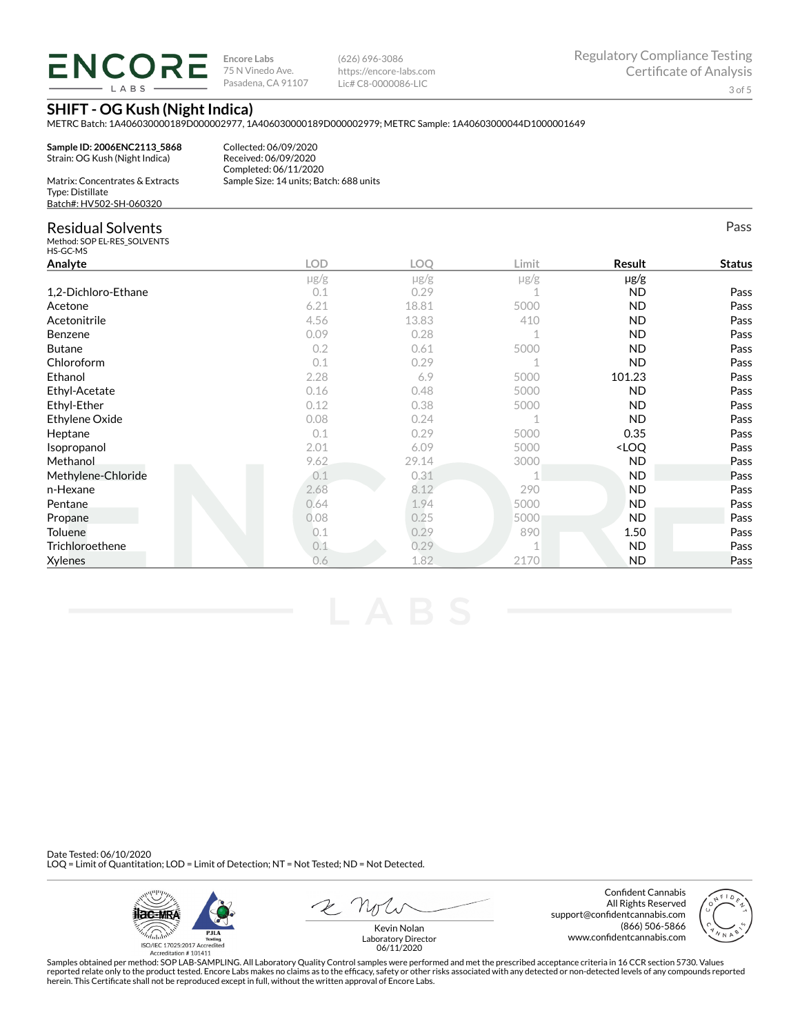**ENCORE LABS**

Encore Labs
75 N Vinedo Ave.
Pasadena, CA 91107

(626) 696-3086
https://encore-labs.com
Lic# C8-0000086-LIC

Regulatory Compliance Testing
Certificate of Analysis

## SHIFT - OG Kush (Night Indica)

METRC Batch: 1A406030000189D000002977, 1A406030000189D000002979; METRC Sample: 1A40603000044D1000001649

**Sample ID: 2006ENC2113_5868**
Strain: OG Kush (Night Indica)

Matrix: Concentrates & Extracts
Type: Distillate
Batch#: HV502-SH-060320

Collected: 06/09/2020
Received: 06/09/2020
Completed: 06/11/2020
Sample Size: 14 units; Batch: 688 units

## Residual Solvents

Pass

Method: SOP EL-RES_SOLVENTS
HS-GC-MS

| Analyte | LOD | LOQ | Limit | Result | Status |
|---|---|---|---|---|---|
| | μg/g | μg/g | μg/g | μg/g | |
| 1,2-Dichloro-Ethane | 0.1 | 0.29 | 1 | ND | Pass |
| Acetone | 6.21 | 18.81 | 5000 | ND | Pass |
| Acetonitrile | 4.56 | 13.83 | 410 | ND | Pass |
| Benzene | 0.09 | 0.28 | 1 | ND | Pass |
| Butane | 0.2 | 0.61 | 5000 | ND | Pass |
| Chloroform | 0.1 | 0.29 | 1 | ND | Pass |
| Ethanol | 2.28 | 6.9 | 5000 | 101.23 | Pass |
| Ethyl-Acetate | 0.16 | 0.48 | 5000 | ND | Pass |
| Ethyl-Ether | 0.12 | 0.38 | 5000 | ND | Pass |
| Ethylene Oxide | 0.08 | 0.24 | 1 | ND | Pass |
| Heptane | 0.1 | 0.29 | 5000 | 0.35 | Pass |
| Isopropanol | 2.01 | 6.09 | 5000 | <LOQ | Pass |
| Methanol | 9.62 | 29.14 | 3000 | ND | Pass |
| Methylene-Chloride | 0.1 | 0.31 | 1 | ND | Pass |
| n-Hexane | 2.68 | 8.12 | 290 | ND | Pass |
| Pentane | 0.64 | 1.94 | 5000 | ND | Pass |
| Propane | 0.08 | 0.25 | 5000 | ND | Pass |
| Toluene | 0.1 | 0.29 | 890 | 1.50 | Pass |
| Trichloroethene | 0.1 | 0.29 | 1 | ND | Pass |
| Xylenes | 0.6 | 1.82 | 2170 | ND | Pass |

Date Tested: 06/10/2020
LOQ = Limit of Quantitation; LOD = Limit of Detection; NT = Not Tested; ND = Not Detected.

ISO/IEC 17025:2017 Accredited
Accreditation # 101411

Kevin Nolan
Laboratory Director
06/11/2020

Confident Cannabis
All Rights Reserved
support@confidentcannabis.com
(866) 506-5866
www.confidentcannabis.com

Samples obtained per method: SOP LAB-SAMPLING. All Laboratory Quality Control samples were performed and met the prescribed acceptance criteria in 16 CCR section 5730. Values reported relate only to the product tested. Encore Labs makes no claims as to the efficacy, safety or other risks associated with any detected or non-detected levels of any compounds reported herein. This Certificate shall not be reproduced except in full, without the written approval of Encore Labs.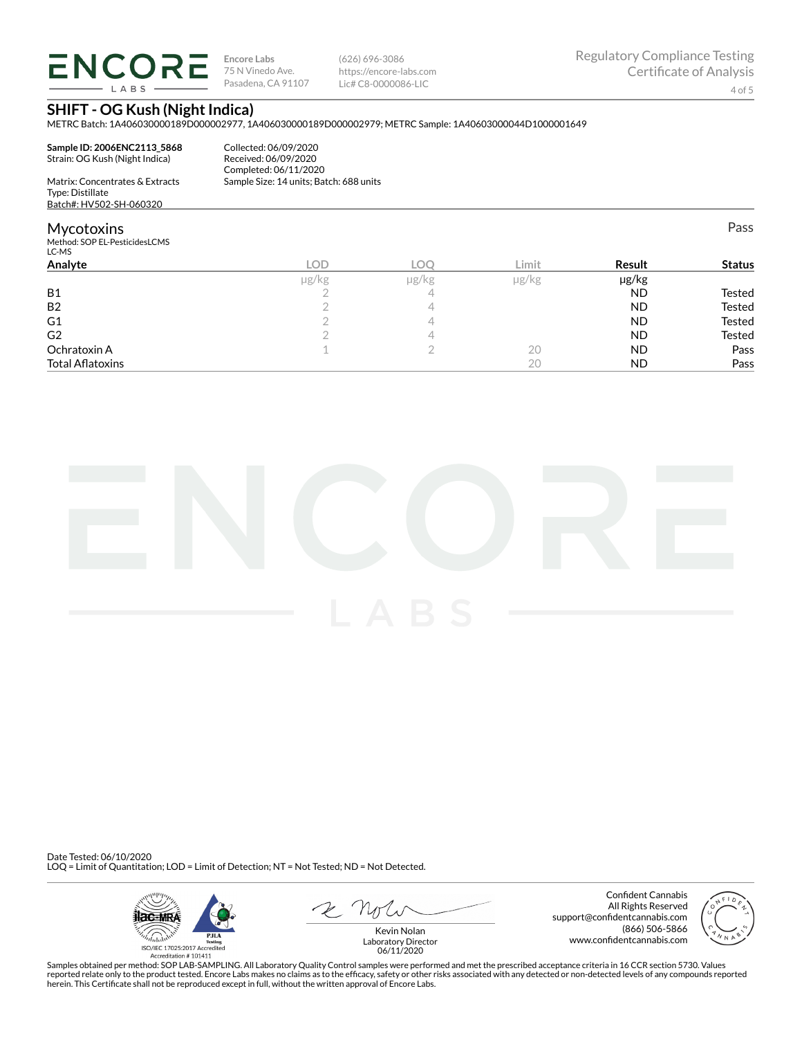ENCORE LABS

Encore Labs
75 N Vinedo Ave.
Pasadena, CA 91107

(626) 696-3086
https://encore-labs.com
Lic# C8-0000086-LIC

Regulatory Compliance Testing
Certificate of Analysis

## SHIFT - OG Kush (Night Indica)

METRC Batch: 1A406030000189D000002977, 1A406030000189D000002979; METRC Sample: 1A40603000044D1000001649

**Sample ID: 2006ENC2113_5868**
Strain: OG Kush (Night Indica)

Matrix: Concentrates & Extracts
Type: Distillate
Batch#: HV502-SH-060320

Collected: 06/09/2020
Received: 06/09/2020
Completed: 06/11/2020
Sample Size: 14 units; Batch: 688 units

### Mycotoxins

Pass

Method: SOP EL-PesticidesLCMS
LC-MS

| Analyte | LOD | LOQ | Limit | Result | Status |
|---|---|---|---|---|---|
| | µg/kg | µg/kg | µg/kg | µg/kg | |
| B1 | 2 | 4 | | ND | Tested |
| B2 | 2 | 4 | | ND | Tested |
| G1 | 2 | 4 | | ND | Tested |
| G2 | 2 | 4 | | ND | Tested |
| Ochratoxin A | 1 | 2 | 20 | ND | Pass |
| Total Aflatoxins | | | 20 | ND | Pass |

Date Tested: 06/10/2020
LOQ = Limit of Quantitation; LOD = Limit of Detection; NT = Not Tested; ND = Not Detected.

ISO/IEC 17025:2017 Accredited
Accreditation # 101411

Kevin Nolan
Laboratory Director
06/11/2020

Confident Cannabis
All Rights Reserved
support@confidentcannabis.com
(866) 506-5866
www.confidentcannabis.com

Samples obtained per method: SOP LAB-SAMPLING. All Laboratory Quality Control samples were performed and met the prescribed acceptance criteria in 16 CCR section 5730. Values reported relate only to the product tested. Encore Labs makes no claims as to the efficacy, safety or other risks associated with any detected or non-detected levels of any compounds reported herein. This Certificate shall not be reproduced except in full, without the written approval of Encore Labs.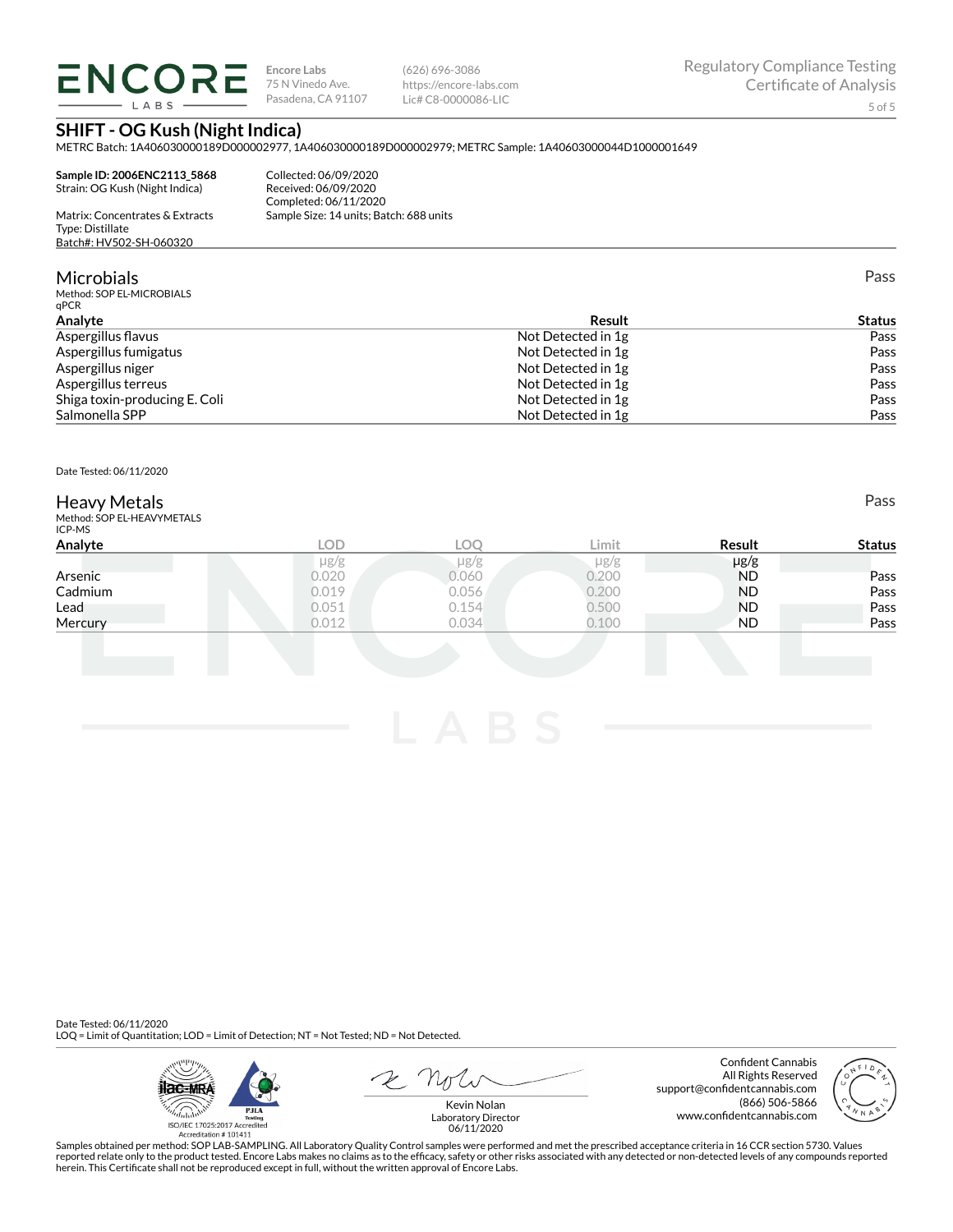**Encore Labs**
75 N Vinedo Ave.
Pasadena, CA 91107

(626) 696-3086
https://encore-labs.com
Lic# C8-0000086-LIC

Regulatory Compliance Testing
Certificate of Analysis

## SHIFT - OG Kush (Night Indica)

METRC Batch: 1A406030000189D000002977, 1A406030000189D000002979; METRC Sample: 1A40603000044D1000001649

**Sample ID: 2006ENC2113_5868**
Strain: OG Kush (Night Indica)

Matrix: Concentrates & Extracts
Type: Distillate
Batch#: HV502-SH-060320

Collected: 06/09/2020
Received: 06/09/2020
Completed: 06/11/2020
Sample Size: 14 units; Batch: 688 units

### Microbials

Pass

Method: SOP EL-MICROBIALS
qPCR

| Analyte | Result | Status |
|---|---|---|
| Aspergillus flavus | Not Detected in 1g | Pass |
| Aspergillus fumigatus | Not Detected in 1g | Pass |
| Aspergillus niger | Not Detected in 1g | Pass |
| Aspergillus terreus | Not Detected in 1g | Pass |
| Shiga toxin-producing E. Coli | Not Detected in 1g | Pass |
| Salmonella SPP | Not Detected in 1g | Pass |

Date Tested: 06/11/2020

### Heavy Metals

Pass

Method: SOP EL-HEAVYMETALS
ICP-MS

| Analyte | LOD | LOQ | Limit | Result | Status |
|---|---|---|---|---|---|
| | µg/g | µg/g | µg/g | µg/g | |
| Arsenic | 0.020 | 0.060 | 0.200 | ND | Pass |
| Cadmium | 0.019 | 0.056 | 0.200 | ND | Pass |
| Lead | 0.051 | 0.154 | 0.500 | ND | Pass |
| Mercury | 0.012 | 0.034 | 0.100 | ND | Pass |

Date Tested: 06/11/2020
LOQ = Limit of Quantitation; LOD = Limit of Detection; NT = Not Tested; ND = Not Detected.

ISO/IEC 17025:2017 Accredited
Accreditation # 101411

Kevin Nolan
Laboratory Director
06/11/2020

Confident Cannabis
All Rights Reserved
support@confidentcannabis.com
(866) 506-5866
www.confidentcannabis.com

Samples obtained per method: SOP LAB-SAMPLING. All Laboratory Quality Control samples were performed and met the prescribed acceptance criteria in 16 CCR section 5730. Values reported relate only to the product tested. Encore Labs makes no claims as to the efficacy, safety or other risks associated with any detected or non-detected levels of any compounds reported herein. This Certificate shall not be reproduced except in full, without the written approval of Encore Labs.